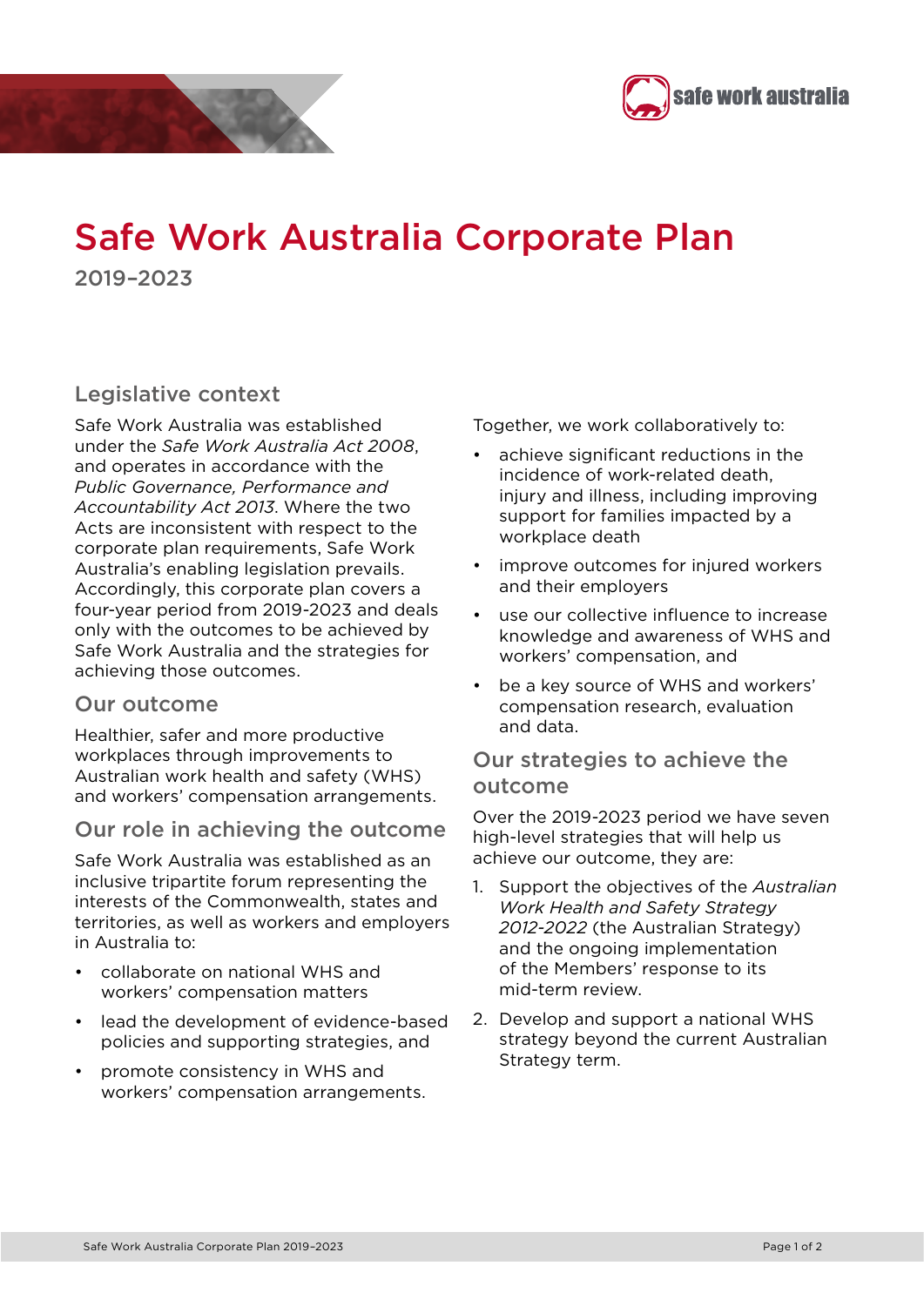# Safe Work Australia Corporate Plan

2019–2023

## Legislative context

Safe Work Australia was established under the *Safe Work Australia Act 2008*, and operates in accordance with the *Public Governance, Performance and Accountability Act 2013*. Where the two Acts are inconsistent with respect to the corporate plan requirements, Safe Work Australia's enabling legislation prevails. Accordingly, this corporate plan covers a four-year period from 2019-2023 and deals only with the outcomes to be achieved by Safe Work Australia and the strategies for achieving those outcomes.

## Our outcome

Healthier, safer and more productive workplaces through improvements to Australian work health and safety (WHS) and workers' compensation arrangements.

## Our role in achieving the outcome

Safe Work Australia was established as an inclusive tripartite forum representing the interests of the Commonwealth, states and territories, as well as workers and employers in Australia to:

- collaborate on national WHS and workers' compensation matters
- lead the development of evidence-based policies and supporting strategies, and
- promote consistency in WHS and workers' compensation arrangements.

Together, we work collaboratively to:

- achieve significant reductions in the incidence of work-related death, injury and illness, including improving support for families impacted by a workplace death
- improve outcomes for injured workers and their employers
- use our collective influence to increase knowledge and awareness of WHS and workers' compensation, and
- be a key source of WHS and workers' compensation research, evaluation and data.

## Our strategies to achieve the outcome

Over the 2019-2023 period we have seven high-level strategies that will help us achieve our outcome, they are:

1. Support the objectives of the *Australian Work Health and Safety Strategy 2012-2022* (the Australian Strategy) and the ongoing implementation of the Members' response to its mid-term review.
2. Develop and support a national WHS strategy beyond the current Australian Strategy term.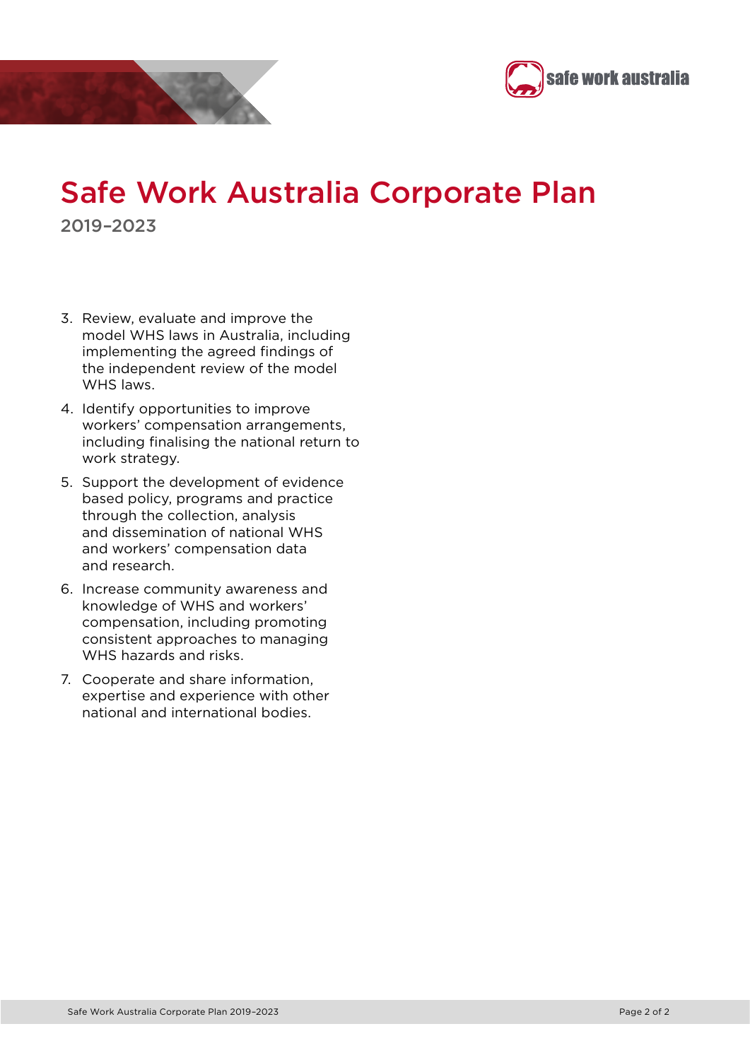# Safe Work Australia Corporate Plan

2019–2023

3. Review, evaluate and improve the model WHS laws in Australia, including implementing the agreed findings of the independent review of the model WHS laws.
4. Identify opportunities to improve workers' compensation arrangements, including finalising the national return to work strategy.
5. Support the development of evidence based policy, programs and practice through the collection, analysis and dissemination of national WHS and workers' compensation data and research.
6. Increase community awareness and knowledge of WHS and workers' compensation, including promoting consistent approaches to managing WHS hazards and risks.
7. Cooperate and share information, expertise and experience with other national and international bodies.